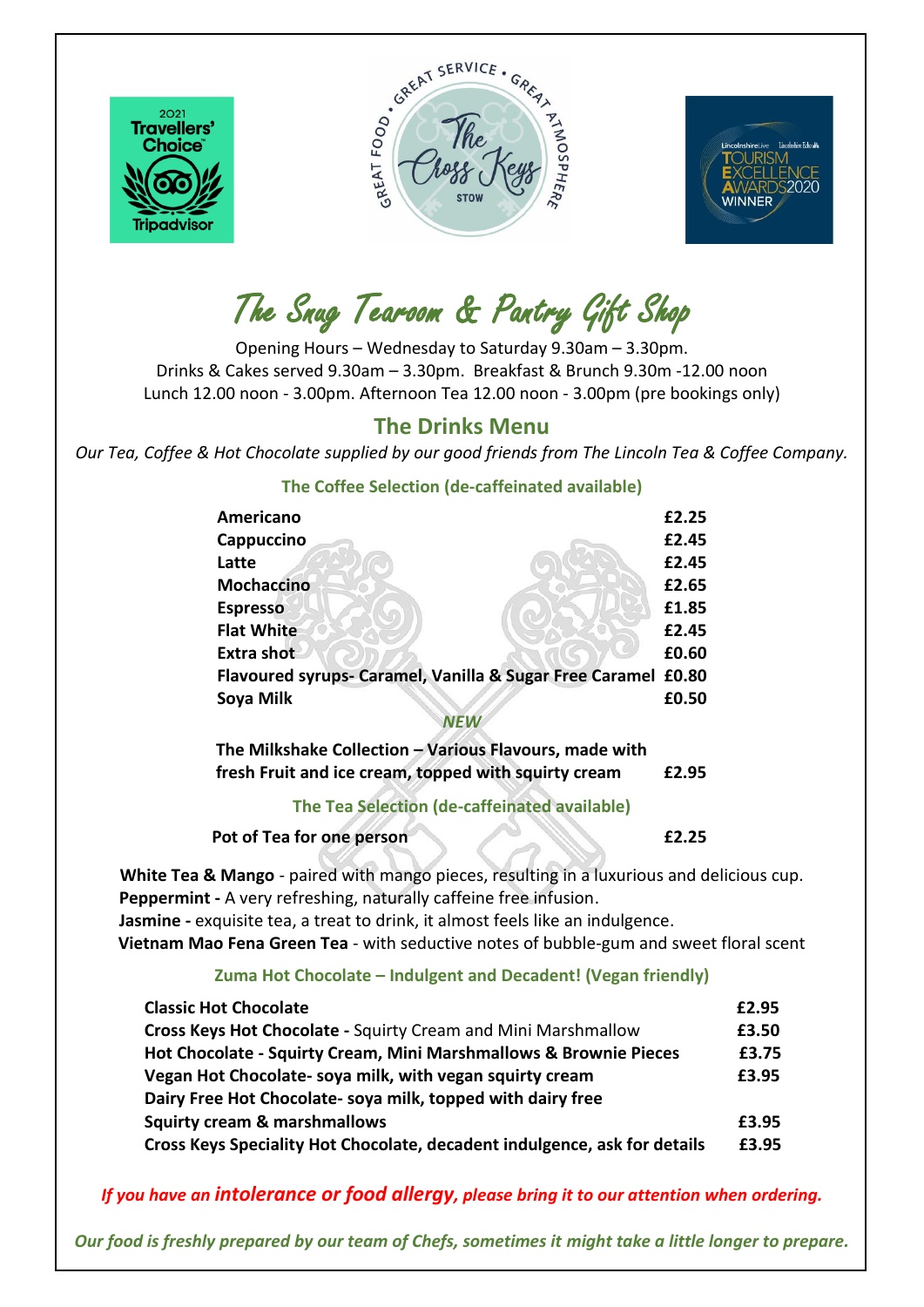# The Snug Tearoom & Pantry Gift Shop

Opening Hours – Wednesday to Saturday 9.30am – 3.30pm.
Drinks & Cakes served 9.30am – 3.30pm. Breakfast & Brunch 9.30m -12.00 noon
Lunch 12.00 noon - 3.00pm. Afternoon Tea 12.00 noon - 3.00pm (pre bookings only)

## The Drinks Menu

*Our Tea, Coffee & Hot Chocolate supplied by our good friends from The Lincoln Tea & Coffee Company.*

### The Coffee Selection (de-caffeinated available)

| | |
|---|---|
| **Americano** | **£2.25** |
| **Cappuccino** | **£2.45** |
| **Latte** | **£2.45** |
| **Mochaccino** | **£2.65** |
| **Espresso** | **£1.85** |
| **Flat White** | **£2.45** |
| **Extra shot** | **£0.60** |
| **Flavoured syrups- Caramel, Vanilla & Sugar Free Caramel** | **£0.80** |
| **Soya Milk** | **£0.50** |

***NEW***

| | |
|---|---|
| **The Milkshake Collection – Various Flavours, made with fresh Fruit and ice cream, topped with squirty cream** | **£2.95** |

### The Tea Selection (de-caffeinated available)

| | |
|---|---|
| **Pot of Tea for one person** | **£2.25** |

**White Tea & Mango** - paired with mango pieces, resulting in a luxurious and delicious cup.
**Peppermint -** A very refreshing, naturally caffeine free infusion.
**Jasmine -** exquisite tea, a treat to drink, it almost feels like an indulgence.
**Vietnam Mao Fena Green Tea** - with seductive notes of bubble-gum and sweet floral scent

### Zuma Hot Chocolate – Indulgent and Decadent! (Vegan friendly)

| | |
|---|---|
| **Classic Hot Chocolate** | **£2.95** |
| **Cross Keys Hot Chocolate -** Squirty Cream and Mini Marshmallow | **£3.50** |
| **Hot Chocolate - Squirty Cream, Mini Marshmallows & Brownie Pieces** | **£3.75** |
| **Vegan Hot Chocolate- soya milk, with vegan squirty cream** | **£3.95** |
| **Dairy Free Hot Chocolate- soya milk, topped with dairy free Squirty cream & marshmallows** | **£3.95** |
| **Cross Keys Speciality Hot Chocolate, decadent indulgence, ask for details** | **£3.95** |

***If you have an intolerance or food allergy, please bring it to our attention when ordering.***

***Our food is freshly prepared by our team of Chefs, sometimes it might take a little longer to prepare.***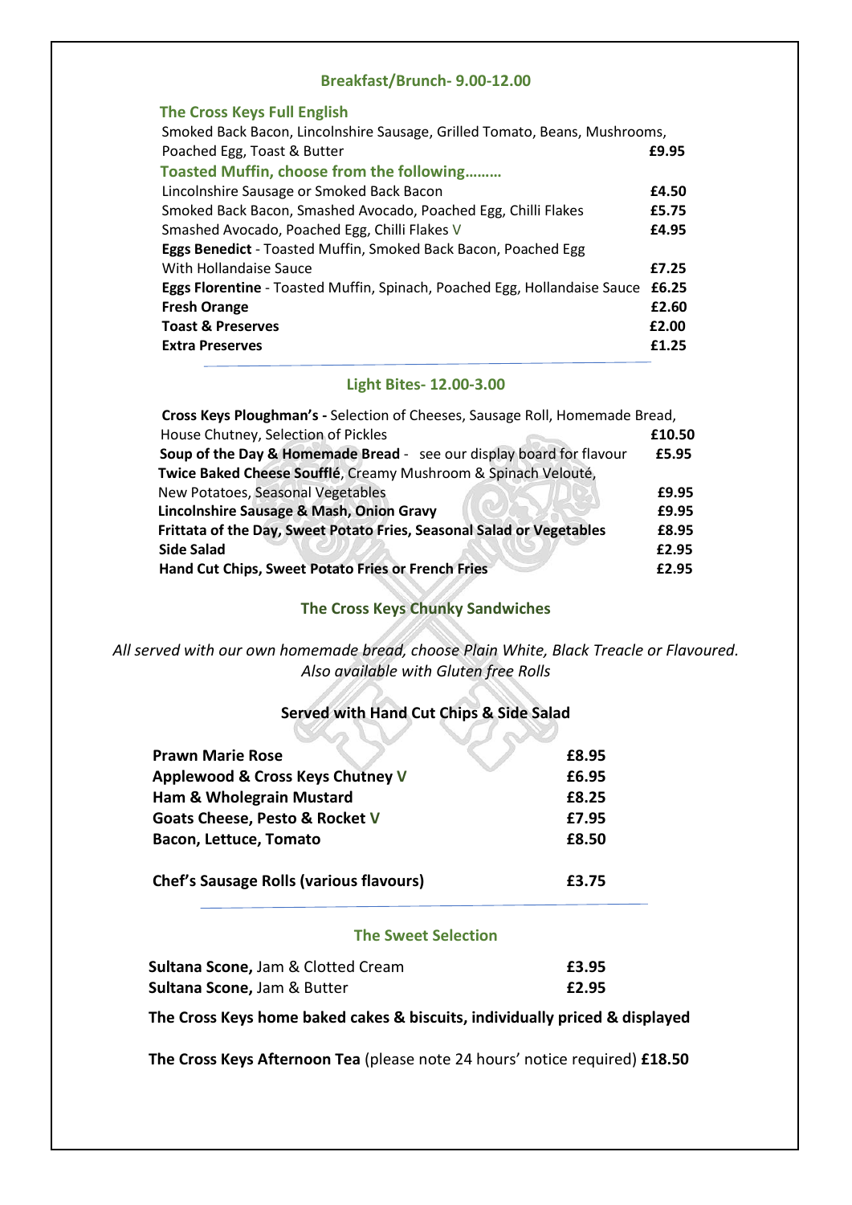## Breakfast/Brunch- 9.00-12.00

### The Cross Keys Full English

Smoked Back Bacon, Lincolnshire Sausage, Grilled Tomato, Beans, Mushrooms, Poached Egg, Toast & Butter **£9.95**

### Toasted Muffin, choose from the following………

| | |
|---|---|
| Lincolnshire Sausage or Smoked Back Bacon | **£4.50** |
| Smoked Back Bacon, Smashed Avocado, Poached Egg, Chilli Flakes | **£5.75** |
| Smashed Avocado, Poached Egg, Chilli Flakes V | **£4.95** |
| **Eggs Benedict** - Toasted Muffin, Smoked Back Bacon, Poached Egg With Hollandaise Sauce | **£7.25** |
| **Eggs Florentine** - Toasted Muffin, Spinach, Poached Egg, Hollandaise Sauce | **£6.25** |
| **Fresh Orange** | **£2.60** |
| **Toast & Preserves** | **£2.00** |
| **Extra Preserves** | **£1.25** |

## Light Bites- 12.00-3.00

| | |
|---|---|
| **Cross Keys Ploughman's -** Selection of Cheeses, Sausage Roll, Homemade Bread, House Chutney, Selection of Pickles | **£10.50** |
| **Soup of the Day & Homemade Bread** - see our display board for flavour | **£5.95** |
| **Twice Baked Cheese Soufflé**, Creamy Mushroom & Spinach Velouté, New Potatoes, Seasonal Vegetables | **£9.95** |
| **Lincolnshire Sausage & Mash, Onion Gravy** | **£9.95** |
| **Frittata of the Day, Sweet Potato Fries, Seasonal Salad or Vegetables** | **£8.95** |
| **Side Salad** | **£2.95** |
| **Hand Cut Chips, Sweet Potato Fries or French Fries** | **£2.95** |

## The Cross Keys Chunky Sandwiches

*All served with our own homemade bread, choose Plain White, Black Treacle or Flavoured. Also available with Gluten free Rolls*

**Served with Hand Cut Chips & Side Salad**

| | |
|---|---|
| **Prawn Marie Rose** | **£8.95** |
| **Applewood & Cross Keys Chutney V** | **£6.95** |
| **Ham & Wholegrain Mustard** | **£8.25** |
| **Goats Cheese, Pesto & Rocket V** | **£7.95** |
| **Bacon, Lettuce, Tomato** | **£8.50** |
| **Chef's Sausage Rolls (various flavours)** | **£3.75** |

## The Sweet Selection

| | |
|---|---|
| **Sultana Scone,** Jam & Clotted Cream | **£3.95** |
| **Sultana Scone,** Jam & Butter | **£2.95** |

**The Cross Keys home baked cakes & biscuits, individually priced & displayed**

**The Cross Keys Afternoon Tea** (please note 24 hours' notice required) **£18.50**